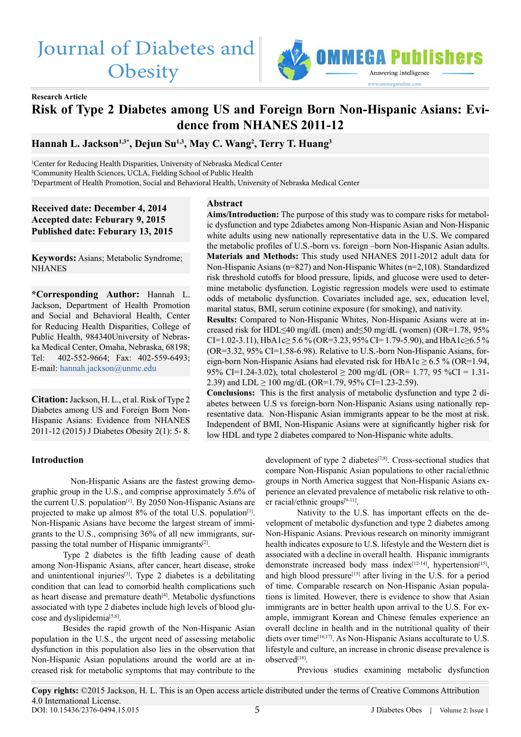Research Article

# Risk of Type 2 Diabetes among US and Foreign Born Non-Hispanic Asians: Evidence from NHANES 2011-12

**Hannah L. Jackson[1,3*], Dejun Su[1,3], May C. Wang[2], Terry T. Huang[3]**

[1]Center for Reducing Health Disparities, University of Nebraska Medical Center
[2]Community Health Sciences, UCLA, Fielding School of Public Health
[3]Department of Health Promotion, Social and Behavioral Health, University of Nebraska Medical Center

**Received date: December 4, 2014**
**Accepted date: Feburary 9, 2015**
**Published date: Feburary 13, 2015**

**Keywords:** Asians; Metabolic Syndrome; NHANES

***Corresponding Author:** Hannah L. Jackson, Department of Health Promotion and Social and Behavioral Health, Center for Reducing Health Disparities, College of Public Health, 984340University of Nebraska Medical Center, Omaha, Nebraska, 68198; Tel: 402-552-9664; Fax: 402-559-6493; E-mail: hannah.jackson@unmc.edu

**Citation:** Jackson, H. L., et al. Risk of Type 2 Diabetes among US and Foreign Born Non-Hispanic Asians: Evidence from NHANES 2011-12 (2015) J Diabetes Obesity 2(1): 5- 8.

## Abstract

**Aims/Introduction:** The purpose of this study was to compare risks for metabolic dysfunction and type 2diabetes among Non-Hispanic Asian and Non-Hispanic white adults using new nationally representative data in the U.S. We compared the metabolic profiles of U.S.-born vs. foreign –born Non-Hispanic Asian adults.

**Materials and Methods:** This study used NHANES 2011-2012 adult data for Non-Hispanic Asians (n=827) and Non-Hispanic Whites (n=2,108). Standardized risk threshold cutoffs for blood pressure, lipids, and glucose were used to determine metabolic dysfunction. Logistic regression models were used to estimate odds of metabolic dysfunction. Covariates included age, sex, education level, marital status, BMI, serum cotinine exposure (for smoking), and nativity.

**Results:** Compared to Non-Hispanic Whites, Non-Hispanic Asians were at increased risk for HDL≤40 mg/dL (men) and≤50 mg/dL (women) (OR=1.78, 95% CI=1.02-3.11), HbA1c≥ 5.6 % (OR=3.23, 95% CI= 1.79-5.90), and HbA1c≥6.5 % (OR=3.32, 95% CI=1.58-6.98). Relative to U.S.-born Non-Hispanic Asians, foreign-born Non-Hispanic Asians had elevated risk for HbA1c ≥ 6.5 % (OR=1.94, 95% CI=1.24-3.02), total cholesterol ≥ 200 mg/dL (OR= 1.77, 95 %CI = 1.31-2.39) and LDL ≥ 100 mg/dL (OR=1.79, 95% CI=1.23-2.59).

**Conclusions:** This is the first analysis of metabolic dysfunction and type 2 diabetes between U.S vs foreign-born Non-Hispanic Asians using nationally representative data. Non-Hispanic Asian immigrants appear to be the most at risk. Independent of BMI, Non-Hispanic Asians were at significantly higher risk for low HDL and type 2 diabetes compared to Non-Hispanic white adults.

## Introduction

Non-Hispanic Asians are the fastest growing demographic group in the U.S., and comprise approximately 5.6% of the current U.S. population[1]. By 2050 Non-Hispanic Asians are projected to make up almost 8% of the total U.S. population[1]. Non-Hispanic Asians have become the largest stream of immigrants to the U.S., comprising 36% of all new immigrants, surpassing the total number of Hispanic immigrants[2].

Type 2 diabetes is the fifth leading cause of death among Non-Hispanic Asians, after cancer, heart disease, stroke and unintentional injuries[3]. Type 2 diabetes is a debilitating condition that can lead to comorbid health complications such as heart disease and premature death[4]. Metabolic dysfunctions associated with type 2 diabetes include high levels of blood glucose and dyslipidemia[5,6].

Besides the rapid growth of the Non-Hispanic Asian population in the U.S., the urgent need of assessing metabolic dysfunction in this population also lies in the observation that Non-Hispanic Asian populations around the world are at increased risk for metabolic symptoms that may contribute to the development of type 2 diabetes[7,8]. Cross-sectional studies that compare Non-Hispanic Asian populations to other racial/ethnic groups in North America suggest that Non-Hispanic Asians experience an elevated prevalence of metabolic risk relative to other racial/ethnic groups[9-11].

Nativity to the U.S. has important effects on the development of metabolic dysfunction and type 2 diabetes among Non-Hispanic Asians. Previous research on minority immigrant health indicates exposure to U.S. lifestyle and the Western diet is associated with a decline in overall health. Hispanic immigrants demonstrate increased body mass index[12-14], hypertension[15], and high blood pressure[15] after living in the U.S. for a period of time. Comparable research on Non-Hispanic Asian populations is limited. However, there is evidence to show that Asian immigrants are in better health upon arrival to the U.S. For example, immigrant Korean and Chinese females experience an overall decline in health and in the nutritional quality of their diets over time[16,17]. As Non-Hispanic Asians acculturate to U.S. lifestyle and culture, an increase in chronic disease prevalence is observed[18].

Previous studies examining metabolic dysfunction

**Copy rights:** ©2015 Jackson, H. L. This is an Open access article distributed under the terms of Creative Commons Attribution 4.0 International License.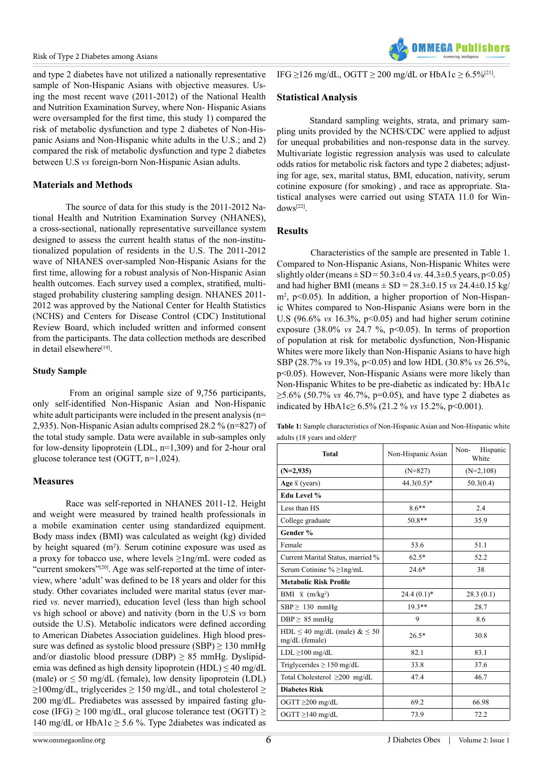and type 2 diabetes have not utilized a nationally representative sample of Non-Hispanic Asians with objective measures. Using the most recent wave (2011-2012) of the National Health and Nutrition Examination Survey, where Non- Hispanic Asians were oversampled for the first time, this study 1) compared the risk of metabolic dysfunction and type 2 diabetes of Non-Hispanic Asians and Non-Hispanic white adults in the U.S.; and 2) compared the risk of metabolic dysfunction and type 2 diabetes between U.S *vs* foreign-born Non-Hispanic Asian adults.

## Materials and Methods

The source of data for this study is the 2011-2012 National Health and Nutrition Examination Survey (NHANES), a cross-sectional, nationally representative surveillance system designed to assess the current health status of the non-institutionalized population of residents in the U.S. The 2011-2012 wave of NHANES over-sampled Non-Hispanic Asians for the first time, allowing for a robust analysis of Non-Hispanic Asian health outcomes. Each survey used a complex, stratified, multi-staged probability clustering sampling design. NHANES 2011-2012 was approved by the National Center for Health Statistics (NCHS) and Centers for Disease Control (CDC) Institutional Review Board, which included written and informed consent from the participants. The data collection methods are described in detail elsewhere[19].

### Study Sample

From an original sample size of 9,756 participants, only self-identified Non-Hispanic Asian and Non-Hispanic white adult participants were included in the present analysis (n= 2,935). Non-Hispanic Asian adults comprised 28.2 % (n=827) of the total study sample. Data were available in sub-samples only for low-density lipoprotein (LDL, n=1,309) and for 2-hour oral glucose tolerance test (OGTT, n=1,024).

### Measures

Race was self-reported in NHANES 2011-12. Height and weight were measured by trained health professionals in a mobile examination center using standardized equipment. Body mass index (BMI) was calculated as weight (kg) divided by height squared ($m^2$). Serum cotinine exposure was used as a proxy for tobacco use, where levels ≥1ng/mL were coded as "current smokers"[20]. Age was self-reported at the time of interview, where 'adult' was defined to be 18 years and older for this study. Other covariates included were marital status (ever married *vs.* never married), education level (less than high school vs high school or above) and nativity (born in the U.S *vs* born outside the U.S). Metabolic indicators were defined according to American Diabetes Association guidelines. High blood pressure was defined as systolic blood pressure (SBP) ≥ 130 mmHg and/or diastolic blood pressure (DBP) ≥ 85 mmHg. Dyslipidemia was defined as high density lipoprotein (HDL) ≤ 40 mg/dL (male) or ≤ 50 mg/dL (female), low density lipoprotein (LDL) ≥100mg/dL, triglycerides ≥ 150 mg/dL, and total cholesterol ≥ 200 mg/dL. Prediabetes was assessed by impaired fasting glucose (IFG) ≥ 100 mg/dL, oral glucose tolerance test (OGTT) ≥ 140 mg/dL or HbA1c ≥ 5.6 %. Type 2diabetes was indicated as IFG ≥126 mg/dL, OGTT ≥ 200 mg/dL or HbA1c ≥ 6.5%[21].

### Statistical Analysis

Standard sampling weights, strata, and primary sampling units provided by the NCHS/CDC were applied to adjust for unequal probabilities and non-response data in the survey. Multivariate logistic regression analysis was used to calculate odds ratios for metabolic risk factors and type 2 diabetes; adjusting for age, sex, marital status, BMI, education, nativity, serum cotinine exposure (for smoking) , and race as appropriate. Statistical analyses were carried out using STATA 11.0 for Windows[22].

## Results

Characteristics of the sample are presented in Table 1. Compared to Non-Hispanic Asians, Non-Hispanic Whites were slightly older (means ± SD = 50.3±0.4 *vs.* 44.3±0.5 years, p<0.05) and had higher BMI (means ± SD = 28.3±0.15 *vs* 24.4±0.15 kg/$m^2$, p<0.05). In addition, a higher proportion of Non-Hispanic Whites compared to Non-Hispanic Asians were born in the U.S (96.6% *vs* 16.3%, p<0.05) and had higher serum cotinine exposure (38.0% *vs* 24.7 %, p<0.05). In terms of proportion of population at risk for metabolic dysfunction, Non-Hispanic Whites were more likely than Non-Hispanic Asians to have high SBP (28.7% *vs* 19.3%, p<0.05) and low HDL (30.8% *vs* 26.5%, p<0.05). However, Non-Hispanic Asians were more likely than Non-Hispanic Whites to be pre-diabetic as indicated by: HbA1c ≥5.6% (50.7% *vs* 46.7%, p=0.05), and have type 2 diabetes as indicated by HbA1c≥ 6.5% (21.2 % *vs* 15.2%, p<0.001).

**Table 1:** Sample characteristics of Non-Hispanic Asian and Non-Hispanic white adults (18 years and older)[a]

| Total | Non-Hispanic Asian | Non- Hispanic White |
|---|---|---|
| **(N=2,935)** | (N=827) | (N=2,108) |
| **Age** $\bar{x}$ (years) | 44.3(0.5)* | 50.3(0.4) |
| **Edu Level %** | | |
| Less than HS | 8.6** | 2.4 |
| College graduate | 50.8** | 35.9 |
| **Gender %** | | |
| Female | 53.6 | 51.1 |
| Current Marital Status, married % | 62.5* | 52.2 |
| Serum Cotinine % ≥1ng/mL | 24.6* | 38 |
| **Metabolic Risk Profile** | | |
| BMI $\bar{x}$ (m/kg$^2$) | 24.4 (0.1)* | 28.3 (0.1) |
| SBP ≥ 130 mmHg | 19.3** | 28.7 |
| DBP ≥ 85 mmHg | 9 | 8.6 |
| HDL ≤ 40 mg/dL (male) & ≤ 50 mg/dL (female) | 26.5* | 30.8 |
| LDL ≥100 mg/dL | 82.1 | 83.1 |
| Triglycerides ≥ 150 mg/dL | 33.8 | 37.6 |
| Total Cholesterol ≥200 mg/dL | 47.4 | 46.7 |
| **Diabetes Risk** | | |
| OGTT ≥200 mg/dL | 69.2 | 66.98 |
| OGTT ≥140 mg/dL | 73.9 | 72.2 |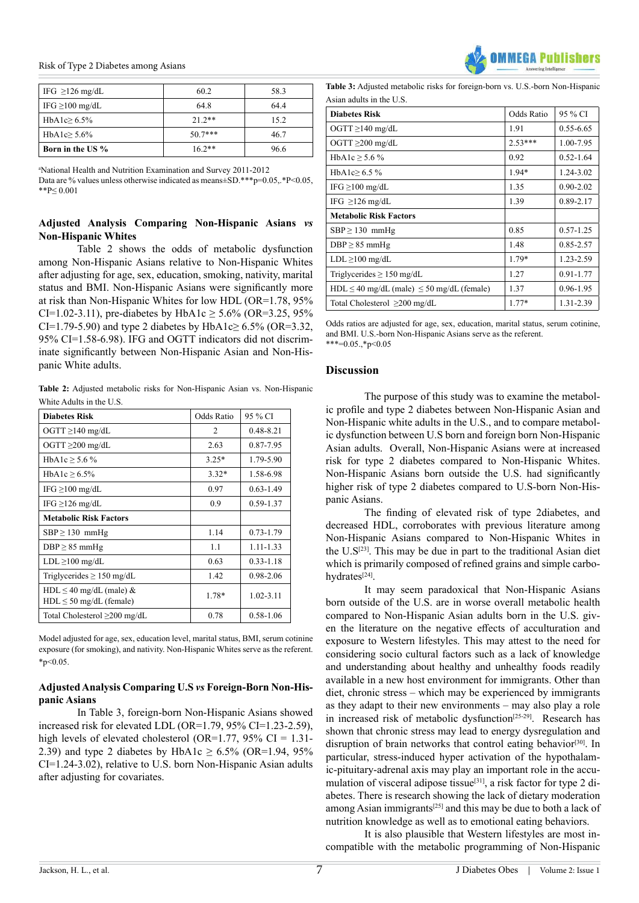| | | |
|---|---|---|
| IFG ≥126 mg/dL | 60.2 | 58.3 |
| IFG ≥100 mg/dL | 64.8 | 64.4 |
| HbA1c≥ 6.5% | 21.2** | 15.2 |
| HbA1c≥ 5.6% | 50.7*** | 46.7 |
| **Born in the US %** | 16.2** | 96.6 |

[a]National Health and Nutrition Examination and Survey 2011-2012
Data are % values unless otherwise indicated as means±SD.***p=0.05,.*P<0.05, **P≤ 0.001

### Adjusted Analysis Comparing Non-Hispanic Asians *vs* Non-Hispanic Whites

Table 2 shows the odds of metabolic dysfunction among Non-Hispanic Asians relative to Non-Hispanic Whites after adjusting for age, sex, education, smoking, nativity, marital status and BMI. Non-Hispanic Asians were significantly more at risk than Non-Hispanic Whites for low HDL (OR=1.78, 95% CI=1.02-3.11), pre-diabetes by HbA1c ≥ 5.6% (OR=3.25, 95% CI=1.79-5.90) and type 2 diabetes by HbA1c≥ 6.5% (OR=3.32, 95% CI=1.58-6.98). IFG and OGTT indicators did not discriminate significantly between Non-Hispanic Asian and Non-Hispanic White adults.

**Table 2:** Adjusted metabolic risks for Non-Hispanic Asian vs. Non-Hispanic White Adults in the U.S.

| **Diabetes Risk** | Odds Ratio | 95 % CI |
|---|---|---|
| OGTT ≥140 mg/dL | 2 | 0.48-8.21 |
| OGTT ≥200 mg/dL | 2.63 | 0.87-7.95 |
| HbA1c ≥ 5.6 % | 3.25* | 1.79-5.90 |
| HbA1c ≥ 6.5% | 3.32* | 1.58-6.98 |
| IFG ≥100 mg/dL | 0.97 | 0.63-1.49 |
| IFG ≥126 mg/dL | 0.9 | 0.59-1.37 |
| **Metabolic Risk Factors** | | |
| SBP ≥ 130 mmHg | 1.14 | 0.73-1.79 |
| DBP ≥ 85 mmHg | 1.1 | 1.11-1.33 |
| LDL ≥100 mg/dL | 0.63 | 0.33-1.18 |
| Triglycerides ≥ 150 mg/dL | 1.42 | 0.98-2.06 |
| HDL ≤ 40 mg/dL (male) & HDL ≤ 50 mg/dL (female) | 1.78* | 1.02-3.11 |
| Total Cholesterol ≥200 mg/dL | 0.78 | 0.58-1.06 |

Model adjusted for age, sex, education level, marital status, BMI, serum cotinine exposure (for smoking), and nativity. Non-Hispanic Whites serve as the referent. *p<0.05.

### Adjusted Analysis Comparing U.S *vs* Foreign-Born Non-Hispanic Asians

In Table 3, foreign-born Non-Hispanic Asians showed increased risk for elevated LDL (OR=1.79, 95% CI=1.23-2.59), high levels of elevated cholesterol (OR=1.77, 95% CI = 1.31-2.39) and type 2 diabetes by HbA1c ≥ 6.5% (OR=1.94, 95% CI=1.24-3.02), relative to U.S. born Non-Hispanic Asian adults after adjusting for covariates.

**Table 3:** Adjusted metabolic risks for foreign-born vs. U.S.-born Non-Hispanic Asian adults in the U.S.

| **Diabetes Risk** | Odds Ratio | 95 % CI |
|---|---|---|
| OGTT ≥140 mg/dL | 1.91 | 0.55-6.65 |
| OGTT ≥200 mg/dL | 2.53*** | 1.00-7.95 |
| HbA1c ≥ 5.6 % | 0.92 | 0.52-1.64 |
| HbA1c≥ 6.5 % | 1.94* | 1.24-3.02 |
| IFG ≥100 mg/dL | 1.35 | 0.90-2.02 |
| IFG ≥126 mg/dL | 1.39 | 0.89-2.17 |
| **Metabolic Risk Factors** | | |
| SBP ≥ 130 mmHg | 0.85 | 0.57-1.25 |
| DBP ≥ 85 mmHg | 1.48 | 0.85-2.57 |
| LDL ≥100 mg/dL | 1.79* | 1.23-2.59 |
| Triglycerides ≥ 150 mg/dL | 1.27 | 0.91-1.77 |
| HDL ≤ 40 mg/dL (male) ≤ 50 mg/dL (female) | 1.37 | 0.96-1.95 |
| Total Cholesterol ≥200 mg/dL | 1.77* | 1.31-2.39 |

Odds ratios are adjusted for age, sex, education, marital status, serum cotinine, and BMI. U.S.-born Non-Hispanic Asians serve as the referent.
***=0.05.,*p<0.05

## Discussion

The purpose of this study was to examine the metabolic profile and type 2 diabetes between Non-Hispanic Asian and Non-Hispanic white adults in the U.S., and to compare metabolic dysfunction between U.S born and foreign born Non-Hispanic Asian adults. Overall, Non-Hispanic Asians were at increased risk for type 2 diabetes compared to Non-Hispanic Whites. Non-Hispanic Asians born outside the U.S. had significantly higher risk of type 2 diabetes compared to U.S-born Non-Hispanic Asians.

The finding of elevated risk of type 2diabetes, and decreased HDL, corroborates with previous literature among Non-Hispanic Asians compared to Non-Hispanic Whites in the U.S[23]. This may be due in part to the traditional Asian diet which is primarily composed of refined grains and simple carbohydrates[24].

It may seem paradoxical that Non-Hispanic Asians born outside of the U.S. are in worse overall metabolic health compared to Non-Hispanic Asian adults born in the U.S. given the literature on the negative effects of acculturation and exposure to Western lifestyles. This may attest to the need for considering socio cultural factors such as a lack of knowledge and understanding about healthy and unhealthy foods readily available in a new host environment for immigrants. Other than diet, chronic stress – which may be experienced by immigrants as they adapt to their new environments – may also play a role in increased risk of metabolic dysfunction[25-29]. Research has shown that chronic stress may lead to energy dysregulation and disruption of brain networks that control eating behavior[30]. In particular, stress-induced hyper activation of the hypothalamic-pituitary-adrenal axis may play an important role in the accumulation of visceral adipose tissue[31], a risk factor for type 2 diabetes. There is research showing the lack of dietary moderation among Asian immigrants[25] and this may be due to both a lack of nutrition knowledge as well as to emotional eating behaviors.

It is also plausible that Western lifestyles are most incompatible with the metabolic programming of Non-Hispanic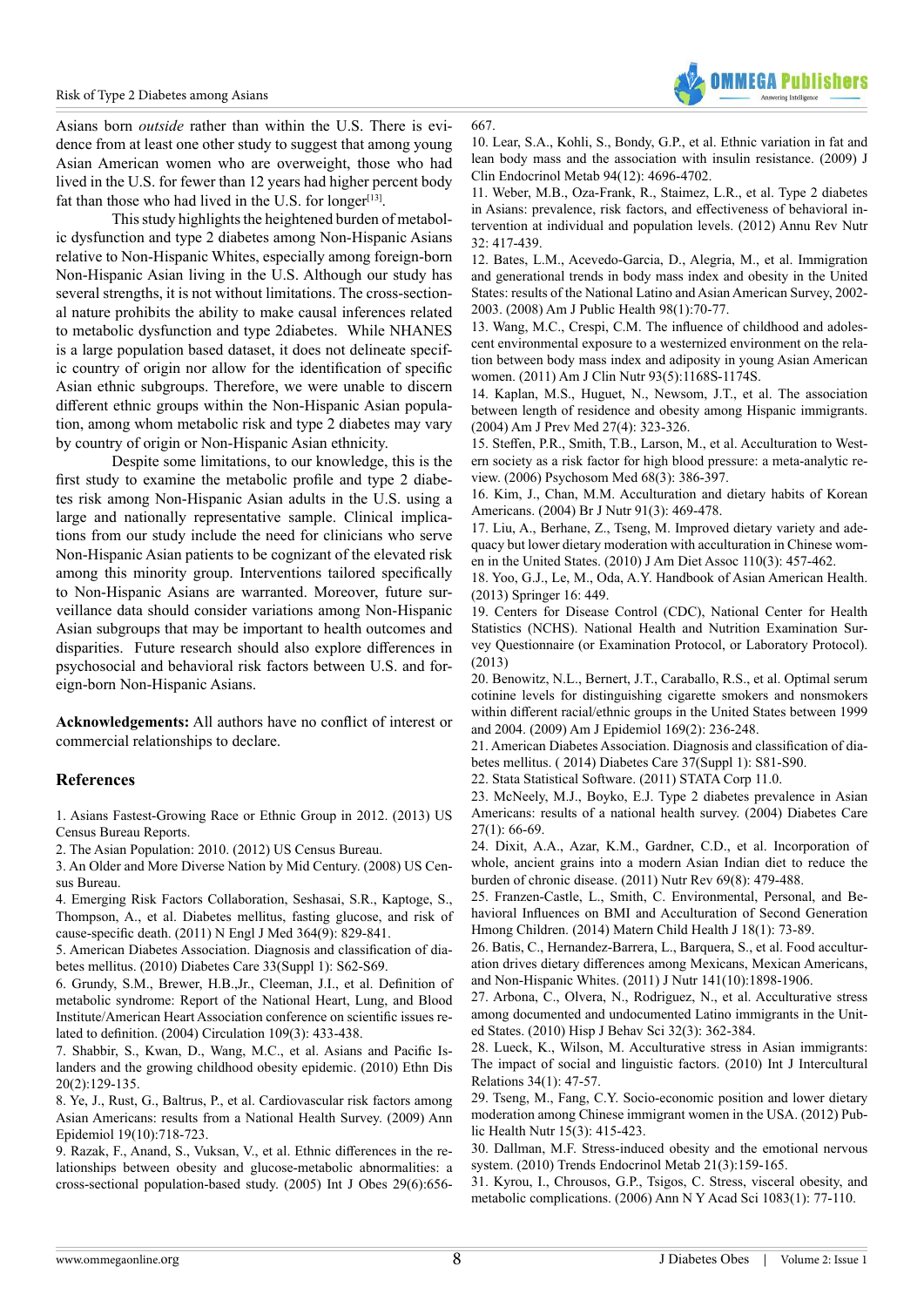Asians born *outside* rather than within the U.S. There is evidence from at least one other study to suggest that among young Asian American women who are overweight, those who had lived in the U.S. for fewer than 12 years had higher percent body fat than those who had lived in the U.S. for longer[13].

This study highlights the heightened burden of metabolic dysfunction and type 2 diabetes among Non-Hispanic Asians relative to Non-Hispanic Whites, especially among foreign-born Non-Hispanic Asian living in the U.S. Although our study has several strengths, it is not without limitations. The cross-sectional nature prohibits the ability to make causal inferences related to metabolic dysfunction and type 2diabetes. While NHANES is a large population based dataset, it does not delineate specific country of origin nor allow for the identification of specific Asian ethnic subgroups. Therefore, we were unable to discern different ethnic groups within the Non-Hispanic Asian population, among whom metabolic risk and type 2 diabetes may vary by country of origin or Non-Hispanic Asian ethnicity.

Despite some limitations, to our knowledge, this is the first study to examine the metabolic profile and type 2 diabetes risk among Non-Hispanic Asian adults in the U.S. using a large and nationally representative sample. Clinical implications from our study include the need for clinicians who serve Non-Hispanic Asian patients to be cognizant of the elevated risk among this minority group. Interventions tailored specifically to Non-Hispanic Asians are warranted. Moreover, future surveillance data should consider variations among Non-Hispanic Asian subgroups that may be important to health outcomes and disparities. Future research should also explore differences in psychosocial and behavioral risk factors between U.S. and foreign-born Non-Hispanic Asians.

**Acknowledgements:** All authors have no conflict of interest or commercial relationships to declare.

## References

1. Asians Fastest-Growing Race or Ethnic Group in 2012. (2013) US Census Bureau Reports.
2. The Asian Population: 2010. (2012) US Census Bureau.
3. An Older and More Diverse Nation by Mid Century. (2008) US Census Bureau.
4. Emerging Risk Factors Collaboration, Seshasai, S.R., Kaptoge, S., Thompson, A., et al. Diabetes mellitus, fasting glucose, and risk of cause-specific death. (2011) N Engl J Med 364(9): 829-841.
5. American Diabetes Association. Diagnosis and classification of diabetes mellitus. (2010) Diabetes Care 33(Suppl 1): S62-S69.
6. Grundy, S.M., Brewer, H.B.,Jr., Cleeman, J.I., et al. Definition of metabolic syndrome: Report of the National Heart, Lung, and Blood Institute/American Heart Association conference on scientific issues related to definition. (2004) Circulation 109(3): 433-438.
7. Shabbir, S., Kwan, D., Wang, M.C., et al. Asians and Pacific Islanders and the growing childhood obesity epidemic. (2010) Ethn Dis 20(2):129-135.
8. Ye, J., Rust, G., Baltrus, P., et al. Cardiovascular risk factors among Asian Americans: results from a National Health Survey. (2009) Ann Epidemiol 19(10):718-723.
9. Razak, F., Anand, S., Vuksan, V., et al. Ethnic differences in the relationships between obesity and glucose-metabolic abnormalities: a cross-sectional population-based study. (2005) Int J Obes 29(6):656-667.
10. Lear, S.A., Kohli, S., Bondy, G.P., et al. Ethnic variation in fat and lean body mass and the association with insulin resistance. (2009) J Clin Endocrinol Metab 94(12): 4696-4702.
11. Weber, M.B., Oza-Frank, R., Staimez, L.R., et al. Type 2 diabetes in Asians: prevalence, risk factors, and effectiveness of behavioral intervention at individual and population levels. (2012) Annu Rev Nutr 32: 417-439.
12. Bates, L.M., Acevedo-Garcia, D., Alegria, M., et al. Immigration and generational trends in body mass index and obesity in the United States: results of the National Latino and Asian American Survey, 2002-2003. (2008) Am J Public Health 98(1):70-77.
13. Wang, M.C., Crespi, C.M. The influence of childhood and adolescent environmental exposure to a westernized environment on the relation between body mass index and adiposity in young Asian American women. (2011) Am J Clin Nutr 93(5):1168S-1174S.
14. Kaplan, M.S., Huguet, N., Newsom, J.T., et al. The association between length of residence and obesity among Hispanic immigrants. (2004) Am J Prev Med 27(4): 323-326.
15. Steffen, P.R., Smith, T.B., Larson, M., et al. Acculturation to Western society as a risk factor for high blood pressure: a meta-analytic review. (2006) Psychosom Med 68(3): 386-397.
16. Kim, J., Chan, M.M. Acculturation and dietary habits of Korean Americans. (2004) Br J Nutr 91(3): 469-478.
17. Liu, A., Berhane, Z., Tseng, M. Improved dietary variety and adequacy but lower dietary moderation with acculturation in Chinese women in the United States. (2010) J Am Diet Assoc 110(3): 457-462.
18. Yoo, G.J., Le, M., Oda, A.Y. Handbook of Asian American Health. (2013) Springer 16: 449.
19. Centers for Disease Control (CDC), National Center for Health Statistics (NCHS). National Health and Nutrition Examination Survey Questionnaire (or Examination Protocol, or Laboratory Protocol). (2013)
20. Benowitz, N.L., Bernert, J.T., Caraballo, R.S., et al. Optimal serum cotinine levels for distinguishing cigarette smokers and nonsmokers within different racial/ethnic groups in the United States between 1999 and 2004. (2009) Am J Epidemiol 169(2): 236-248.
21. American Diabetes Association. Diagnosis and classification of diabetes mellitus. ( 2014) Diabetes Care 37(Suppl 1): S81-S90.
22. Stata Statistical Software. (2011) STATA Corp 11.0.
23. McNeely, M.J., Boyko, E.J. Type 2 diabetes prevalence in Asian Americans: results of a national health survey. (2004) Diabetes Care 27(1): 66-69.
24. Dixit, A.A., Azar, K.M., Gardner, C.D., et al. Incorporation of whole, ancient grains into a modern Asian Indian diet to reduce the burden of chronic disease. (2011) Nutr Rev 69(8): 479-488.
25. Franzen-Castle, L., Smith, C. Environmental, Personal, and Behavioral Influences on BMI and Acculturation of Second Generation Hmong Children. (2014) Matern Child Health J 18(1): 73-89.
26. Batis, C., Hernandez-Barrera, L., Barquera, S., et al. Food acculturation drives dietary differences among Mexicans, Mexican Americans, and Non-Hispanic Whites. (2011) J Nutr 141(10):1898-1906.
27. Arbona, C., Olvera, N., Rodriguez, N., et al. Acculturative stress among documented and undocumented Latino immigrants in the United States. (2010) Hisp J Behav Sci 32(3): 362-384.
28. Lueck, K., Wilson, M. Acculturative stress in Asian immigrants: The impact of social and linguistic factors. (2010) Int J Intercultural Relations 34(1): 47-57.
29. Tseng, M., Fang, C.Y. Socio-economic position and lower dietary moderation among Chinese immigrant women in the USA. (2012) Public Health Nutr 15(3): 415-423.
30. Dallman, M.F. Stress-induced obesity and the emotional nervous system. (2010) Trends Endocrinol Metab 21(3):159-165.
31. Kyrou, I., Chrousos, G.P., Tsigos, C. Stress, visceral obesity, and metabolic complications. (2006) Ann N Y Acad Sci 1083(1): 77-110.